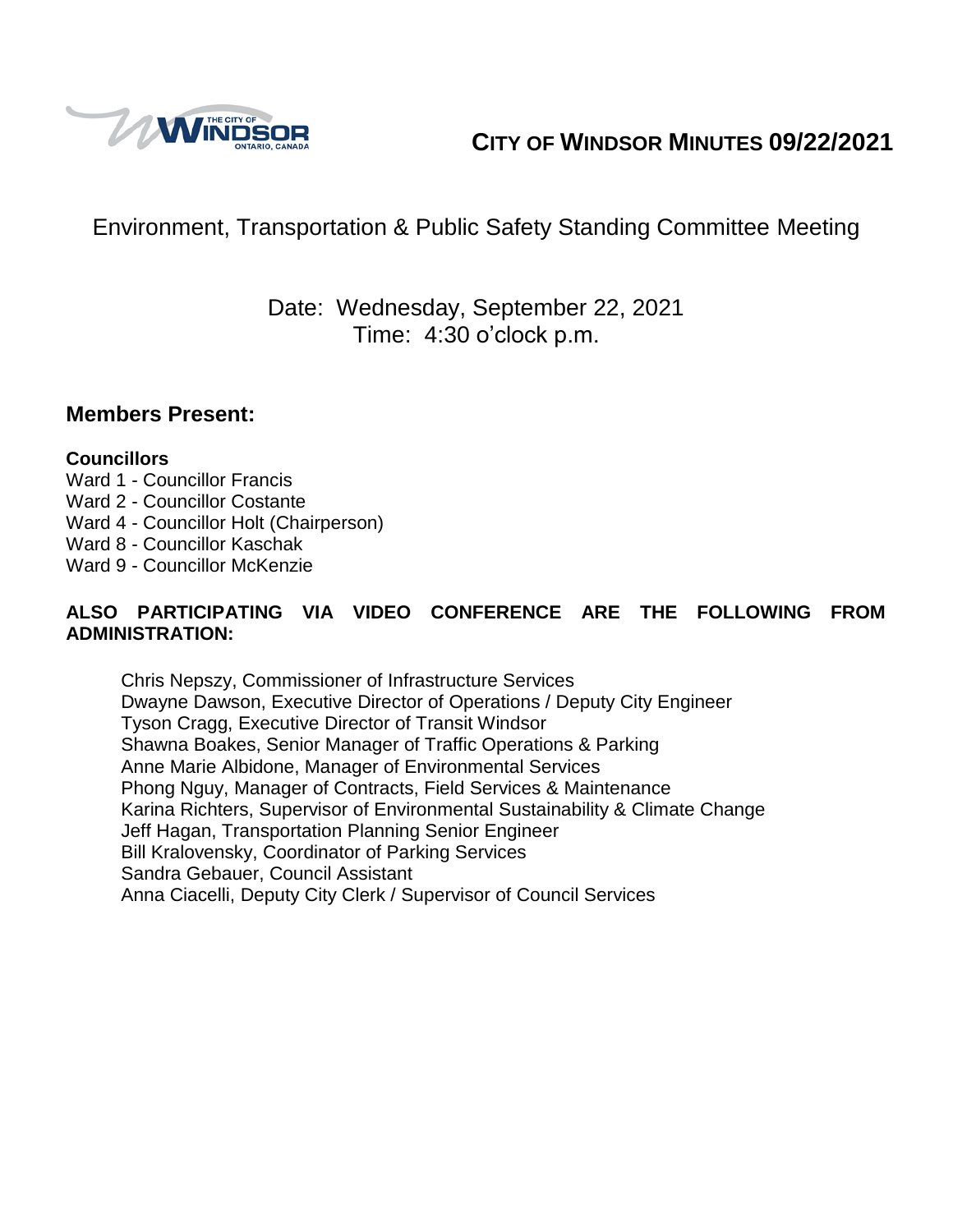# CITY OF WINDSOR MINUTES 09/22/2021

## Environment, Transportation & Public Safety Standing Committee Meeting

Date: Wednesday, September 22, 2021
Time: 4:30 o'clock p.m.

## Members Present:

**Councillors**
Ward 1 - Councillor Francis
Ward 2 - Councillor Costante
Ward 4 - Councillor Holt (Chairperson)
Ward 8 - Councillor Kaschak
Ward 9 - Councillor McKenzie

**ALSO PARTICIPATING VIA VIDEO CONFERENCE ARE THE FOLLOWING FROM ADMINISTRATION:**

Chris Nepszy, Commissioner of Infrastructure Services
Dwayne Dawson, Executive Director of Operations / Deputy City Engineer
Tyson Cragg, Executive Director of Transit Windsor
Shawna Boakes, Senior Manager of Traffic Operations & Parking
Anne Marie Albidone, Manager of Environmental Services
Phong Nguy, Manager of Contracts, Field Services & Maintenance
Karina Richters, Supervisor of Environmental Sustainability & Climate Change
Jeff Hagan, Transportation Planning Senior Engineer
Bill Kralovensky, Coordinator of Parking Services
Sandra Gebauer, Council Assistant
Anna Ciacelli, Deputy City Clerk / Supervisor of Council Services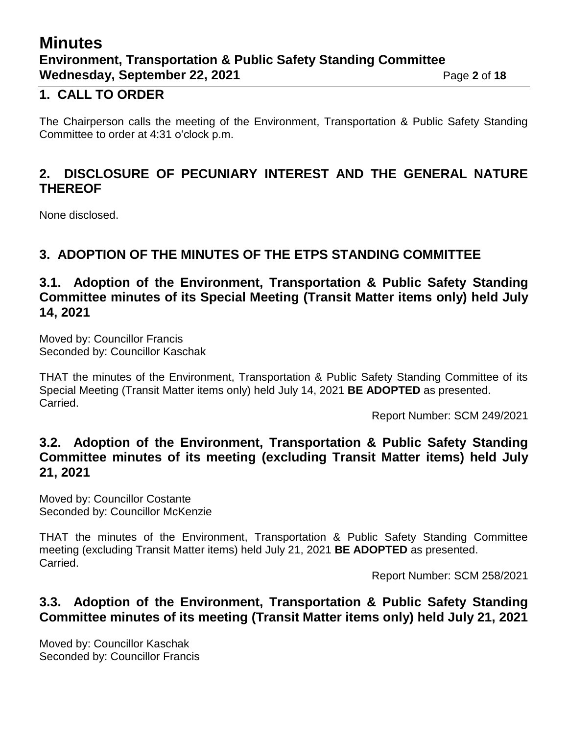## 1. CALL TO ORDER

The Chairperson calls the meeting of the Environment, Transportation & Public Safety Standing Committee to order at 4:31 o'clock p.m.

## 2. DISCLOSURE OF PECUNIARY INTEREST AND THE GENERAL NATURE THEREOF

None disclosed.

## 3. ADOPTION OF THE MINUTES OF THE ETPS STANDING COMMITTEE

### 3.1. Adoption of the Environment, Transportation & Public Safety Standing Committee minutes of its Special Meeting (Transit Matter items only) held July 14, 2021

Moved by: Councillor Francis
Seconded by: Councillor Kaschak

THAT the minutes of the Environment, Transportation & Public Safety Standing Committee of its Special Meeting (Transit Matter items only) held July 14, 2021 **BE ADOPTED** as presented.
Carried.

Report Number: SCM 249/2021

### 3.2. Adoption of the Environment, Transportation & Public Safety Standing Committee minutes of its meeting (excluding Transit Matter items) held July 21, 2021

Moved by: Councillor Costante
Seconded by: Councillor McKenzie

THAT the minutes of the Environment, Transportation & Public Safety Standing Committee meeting (excluding Transit Matter items) held July 21, 2021 **BE ADOPTED** as presented.
Carried.

Report Number: SCM 258/2021

### 3.3. Adoption of the Environment, Transportation & Public Safety Standing Committee minutes of its meeting (Transit Matter items only) held July 21, 2021

Moved by: Councillor Kaschak
Seconded by: Councillor Francis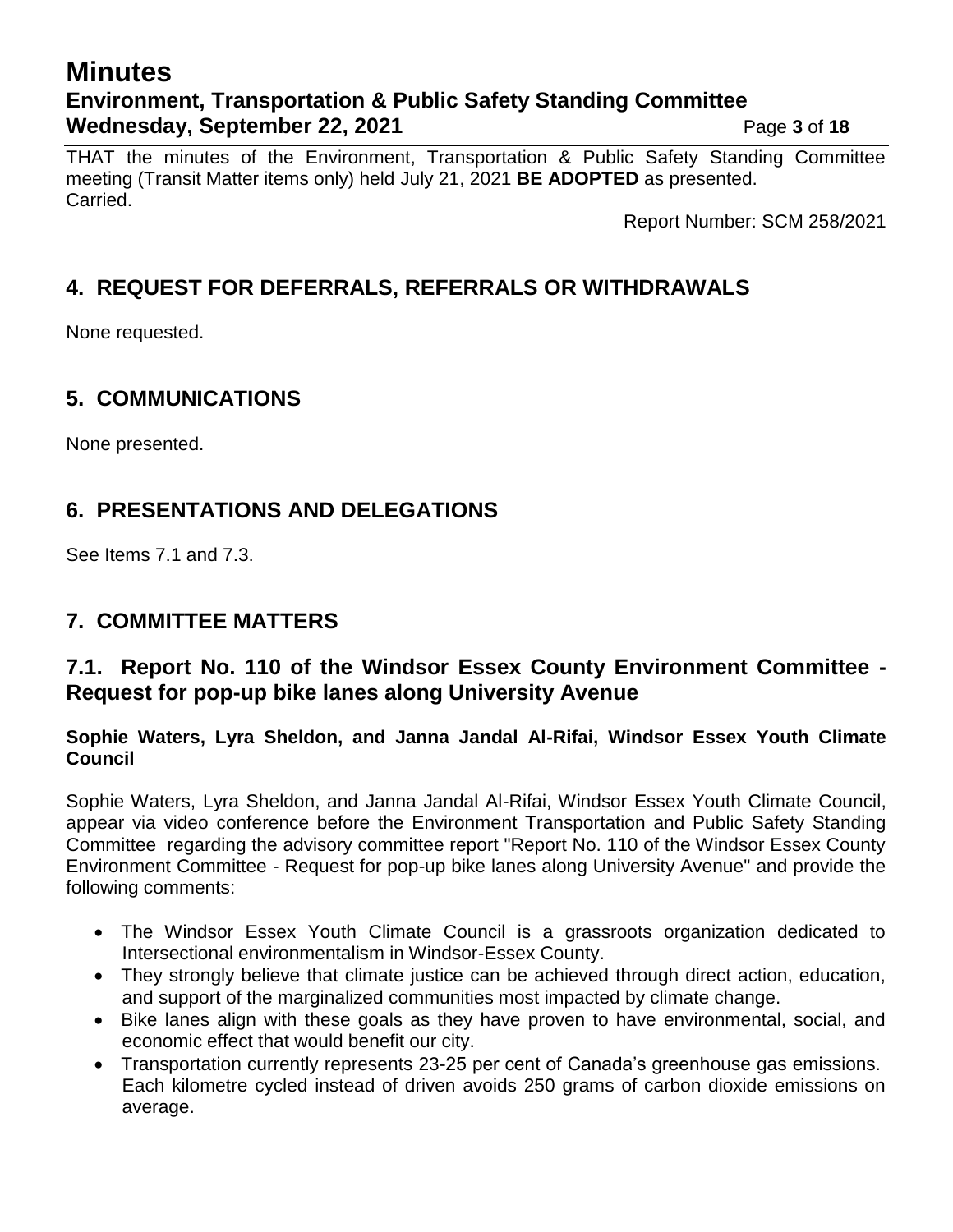THAT the minutes of the Environment, Transportation & Public Safety Standing Committee meeting (Transit Matter items only) held July 21, 2021 **BE ADOPTED** as presented.
Carried.

Report Number: SCM 258/2021

## 4. REQUEST FOR DEFERRALS, REFERRALS OR WITHDRAWALS

None requested.

## 5. COMMUNICATIONS

None presented.

## 6. PRESENTATIONS AND DELEGATIONS

See Items 7.1 and 7.3.

## 7. COMMITTEE MATTERS

### 7.1. Report No. 110 of the Windsor Essex County Environment Committee - Request for pop-up bike lanes along University Avenue

**Sophie Waters, Lyra Sheldon, and Janna Jandal Al-Rifai, Windsor Essex Youth Climate Council**

Sophie Waters, Lyra Sheldon, and Janna Jandal Al-Rifai, Windsor Essex Youth Climate Council, appear via video conference before the Environment Transportation and Public Safety Standing Committee regarding the advisory committee report "Report No. 110 of the Windsor Essex County Environment Committee - Request for pop-up bike lanes along University Avenue" and provide the following comments:

- The Windsor Essex Youth Climate Council is a grassroots organization dedicated to Intersectional environmentalism in Windsor-Essex County.
- They strongly believe that climate justice can be achieved through direct action, education, and support of the marginalized communities most impacted by climate change.
- Bike lanes align with these goals as they have proven to have environmental, social, and economic effect that would benefit our city.
- Transportation currently represents 23-25 per cent of Canada's greenhouse gas emissions. Each kilometre cycled instead of driven avoids 250 grams of carbon dioxide emissions on average.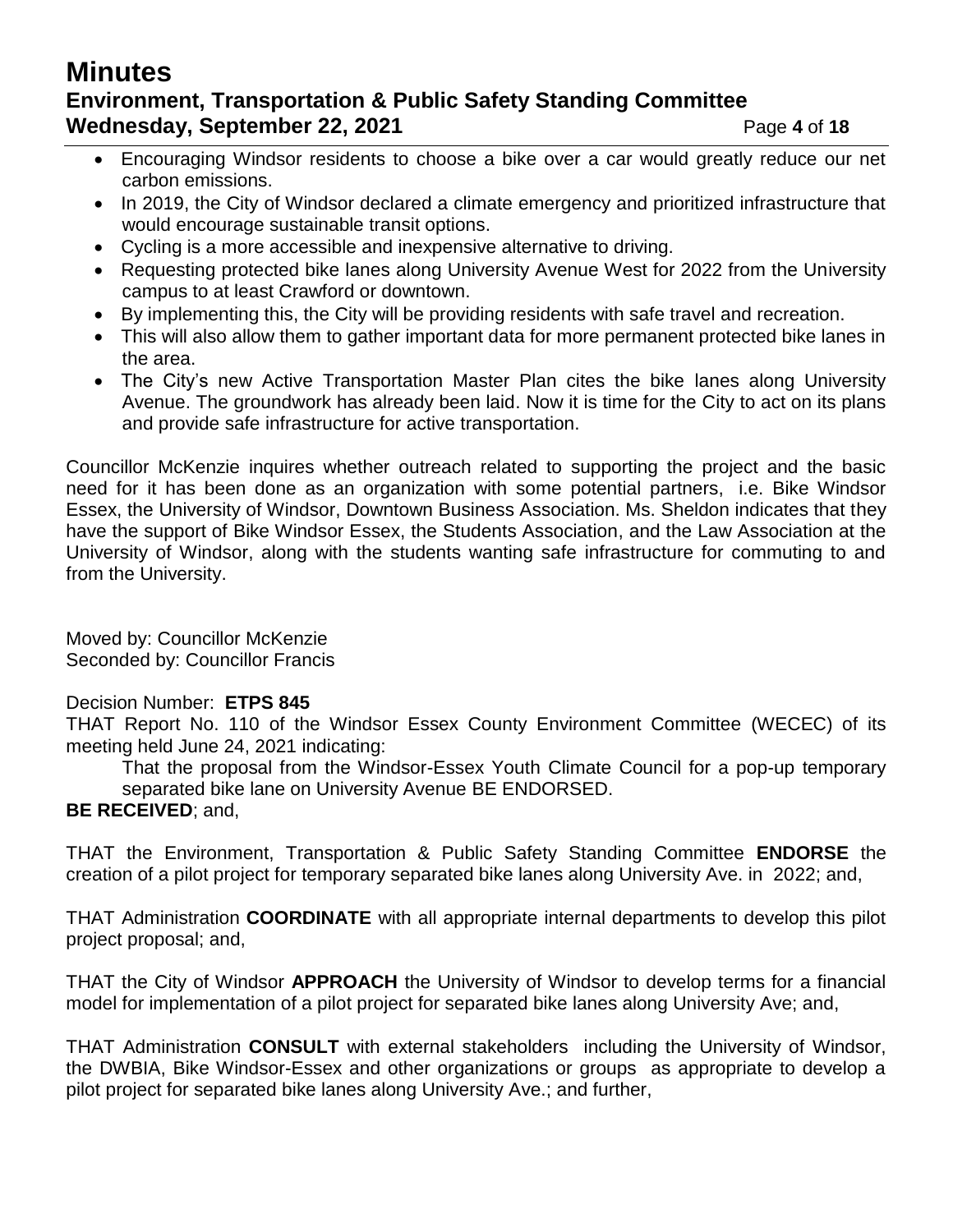- Encouraging Windsor residents to choose a bike over a car would greatly reduce our net carbon emissions.
- In 2019, the City of Windsor declared a climate emergency and prioritized infrastructure that would encourage sustainable transit options.
- Cycling is a more accessible and inexpensive alternative to driving.
- Requesting protected bike lanes along University Avenue West for 2022 from the University campus to at least Crawford or downtown.
- By implementing this, the City will be providing residents with safe travel and recreation.
- This will also allow them to gather important data for more permanent protected bike lanes in the area.
- The City's new Active Transportation Master Plan cites the bike lanes along University Avenue. The groundwork has already been laid. Now it is time for the City to act on its plans and provide safe infrastructure for active transportation.

Councillor McKenzie inquires whether outreach related to supporting the project and the basic need for it has been done as an organization with some potential partners, i.e. Bike Windsor Essex, the University of Windsor, Downtown Business Association. Ms. Sheldon indicates that they have the support of Bike Windsor Essex, the Students Association, and the Law Association at the University of Windsor, along with the students wanting safe infrastructure for commuting to and from the University.

Moved by: Councillor McKenzie
Seconded by: Councillor Francis

Decision Number: **ETPS 845**
THAT Report No. 110 of the Windsor Essex County Environment Committee (WECEC) of its meeting held June 24, 2021 indicating:

> That the proposal from the Windsor-Essex Youth Climate Council for a pop-up temporary separated bike lane on University Avenue BE ENDORSED.

**BE RECEIVED**; and,

THAT the Environment, Transportation & Public Safety Standing Committee **ENDORSE** the creation of a pilot project for temporary separated bike lanes along University Ave. in 2022; and,

THAT Administration **COORDINATE** with all appropriate internal departments to develop this pilot project proposal; and,

THAT the City of Windsor **APPROACH** the University of Windsor to develop terms for a financial model for implementation of a pilot project for separated bike lanes along University Ave; and,

THAT Administration **CONSULT** with external stakeholders including the University of Windsor, the DWBIA, Bike Windsor-Essex and other organizations or groups as appropriate to develop a pilot project for separated bike lanes along University Ave.; and further,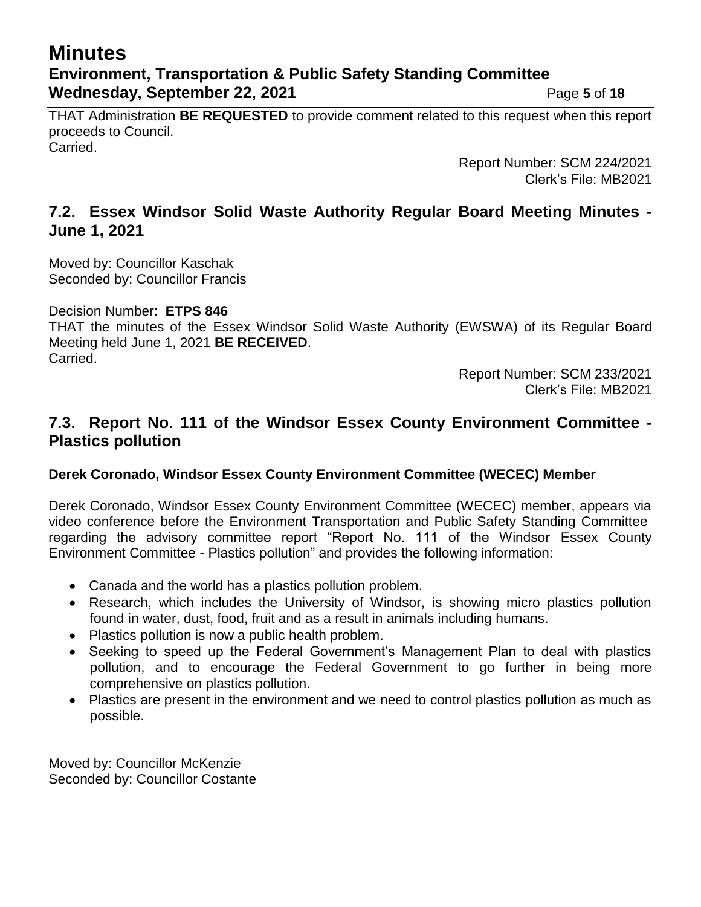THAT Administration **BE REQUESTED** to provide comment related to this request when this report proceeds to Council.
Carried.

Report Number: SCM 224/2021
Clerk's File: MB2021

## 7.2. Essex Windsor Solid Waste Authority Regular Board Meeting Minutes - June 1, 2021

Moved by: Councillor Kaschak
Seconded by: Councillor Francis

Decision Number: **ETPS 846**
THAT the minutes of the Essex Windsor Solid Waste Authority (EWSWA) of its Regular Board Meeting held June 1, 2021 **BE RECEIVED**.
Carried.

Report Number: SCM 233/2021
Clerk's File: MB2021

## 7.3. Report No. 111 of the Windsor Essex County Environment Committee - Plastics pollution

**Derek Coronado, Windsor Essex County Environment Committee (WECEC) Member**

Derek Coronado, Windsor Essex County Environment Committee (WECEC) member, appears via video conference before the Environment Transportation and Public Safety Standing Committee regarding the advisory committee report "Report No. 111 of the Windsor Essex County Environment Committee - Plastics pollution" and provides the following information:

- Canada and the world has a plastics pollution problem.
- Research, which includes the University of Windsor, is showing micro plastics pollution found in water, dust, food, fruit and as a result in animals including humans.
- Plastics pollution is now a public health problem.
- Seeking to speed up the Federal Government's Management Plan to deal with plastics pollution, and to encourage the Federal Government to go further in being more comprehensive on plastics pollution.
- Plastics are present in the environment and we need to control plastics pollution as much as possible.

Moved by: Councillor McKenzie
Seconded by: Councillor Costante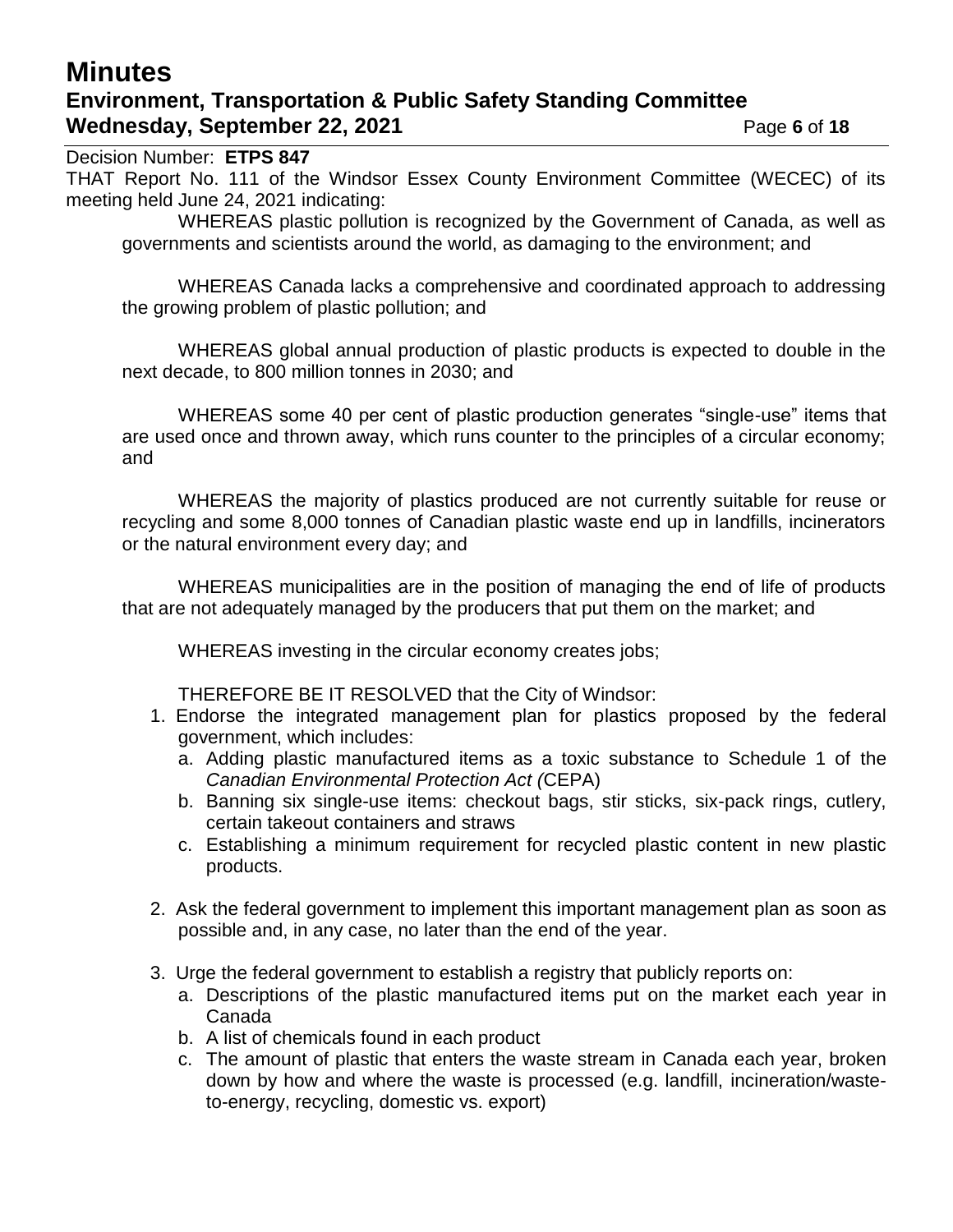Decision Number: **ETPS 847**

THAT Report No. 111 of the Windsor Essex County Environment Committee (WECEC) of its meeting held June 24, 2021 indicating:

WHEREAS plastic pollution is recognized by the Government of Canada, as well as governments and scientists around the world, as damaging to the environment; and

WHEREAS Canada lacks a comprehensive and coordinated approach to addressing the growing problem of plastic pollution; and

WHEREAS global annual production of plastic products is expected to double in the next decade, to 800 million tonnes in 2030; and

WHEREAS some 40 per cent of plastic production generates "single-use" items that are used once and thrown away, which runs counter to the principles of a circular economy; and

WHEREAS the majority of plastics produced are not currently suitable for reuse or recycling and some 8,000 tonnes of Canadian plastic waste end up in landfills, incinerators or the natural environment every day; and

WHEREAS municipalities are in the position of managing the end of life of products that are not adequately managed by the producers that put them on the market; and

WHEREAS investing in the circular economy creates jobs;

THEREFORE BE IT RESOLVED that the City of Windsor:

1. Endorse the integrated management plan for plastics proposed by the federal government, which includes:
   a. Adding plastic manufactured items as a toxic substance to Schedule 1 of the *Canadian Environmental Protection Act (*CEPA)
   b. Banning six single-use items: checkout bags, stir sticks, six-pack rings, cutlery, certain takeout containers and straws
   c. Establishing a minimum requirement for recycled plastic content in new plastic products.

2. Ask the federal government to implement this important management plan as soon as possible and, in any case, no later than the end of the year.

3. Urge the federal government to establish a registry that publicly reports on:
   a. Descriptions of the plastic manufactured items put on the market each year in Canada
   b. A list of chemicals found in each product
   c. The amount of plastic that enters the waste stream in Canada each year, broken down by how and where the waste is processed (e.g. landfill, incineration/waste-to-energy, recycling, domestic vs. export)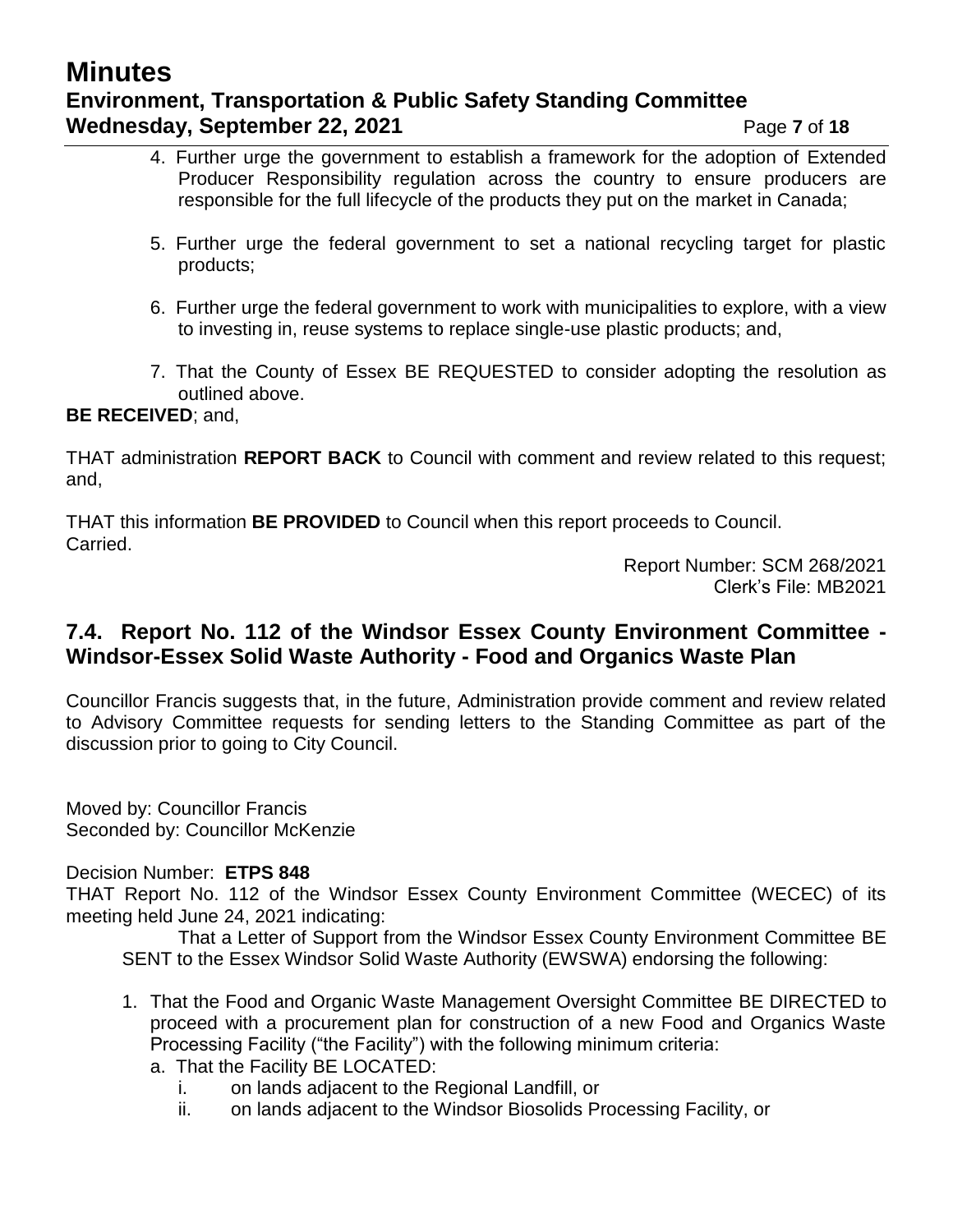4. Further urge the government to establish a framework for the adoption of Extended Producer Responsibility regulation across the country to ensure producers are responsible for the full lifecycle of the products they put on the market in Canada;

5. Further urge the federal government to set a national recycling target for plastic products;

6. Further urge the federal government to work with municipalities to explore, with a view to investing in, reuse systems to replace single-use plastic products; and,

7. That the County of Essex BE REQUESTED to consider adopting the resolution as outlined above.

**BE RECEIVED**; and,

THAT administration **REPORT BACK** to Council with comment and review related to this request; and,

THAT this information **BE PROVIDED** to Council when this report proceeds to Council.
Carried.

Report Number: SCM 268/2021
Clerk's File: MB2021

## 7.4. Report No. 112 of the Windsor Essex County Environment Committee - Windsor-Essex Solid Waste Authority - Food and Organics Waste Plan

Councillor Francis suggests that, in the future, Administration provide comment and review related to Advisory Committee requests for sending letters to the Standing Committee as part of the discussion prior to going to City Council.

Moved by: Councillor Francis
Seconded by: Councillor McKenzie

Decision Number: **ETPS 848**
THAT Report No. 112 of the Windsor Essex County Environment Committee (WECEC) of its meeting held June 24, 2021 indicating:

That a Letter of Support from the Windsor Essex County Environment Committee BE SENT to the Essex Windsor Solid Waste Authority (EWSWA) endorsing the following:

1. That the Food and Organic Waste Management Oversight Committee BE DIRECTED to proceed with a procurement plan for construction of a new Food and Organics Waste Processing Facility ("the Facility") with the following minimum criteria:
   a. That the Facility BE LOCATED:
      i. on lands adjacent to the Regional Landfill, or
      ii. on lands adjacent to the Windsor Biosolids Processing Facility, or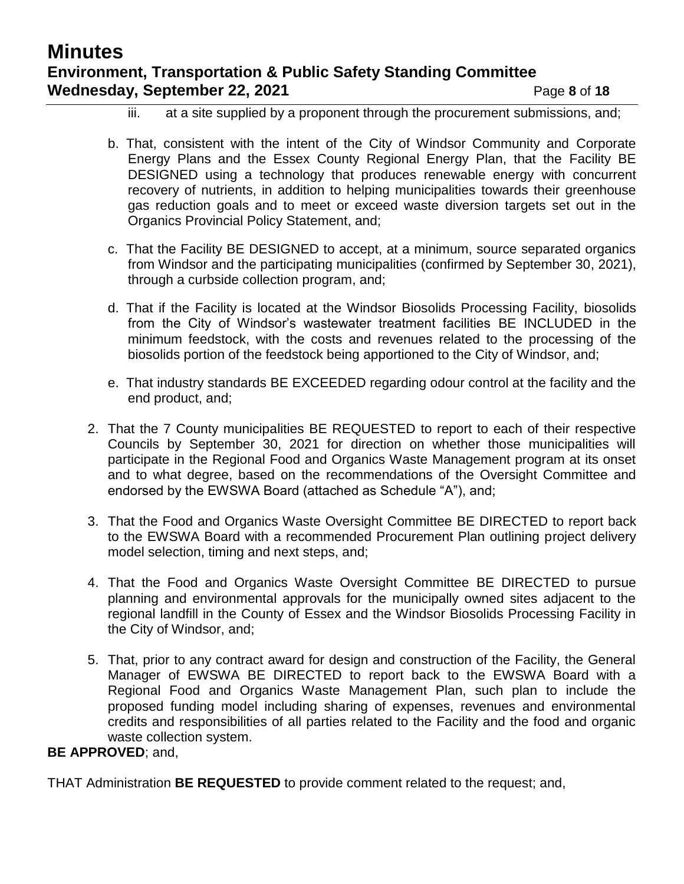iii. at a site supplied by a proponent through the procurement submissions, and;

b. That, consistent with the intent of the City of Windsor Community and Corporate Energy Plans and the Essex County Regional Energy Plan, that the Facility BE DESIGNED using a technology that produces renewable energy with concurrent recovery of nutrients, in addition to helping municipalities towards their greenhouse gas reduction goals and to meet or exceed waste diversion targets set out in the Organics Provincial Policy Statement, and;

c. That the Facility BE DESIGNED to accept, at a minimum, source separated organics from Windsor and the participating municipalities (confirmed by September 30, 2021), through a curbside collection program, and;

d. That if the Facility is located at the Windsor Biosolids Processing Facility, biosolids from the City of Windsor's wastewater treatment facilities BE INCLUDED in the minimum feedstock, with the costs and revenues related to the processing of the biosolids portion of the feedstock being apportioned to the City of Windsor, and;

e. That industry standards BE EXCEEDED regarding odour control at the facility and the end product, and;

2. That the 7 County municipalities BE REQUESTED to report to each of their respective Councils by September 30, 2021 for direction on whether those municipalities will participate in the Regional Food and Organics Waste Management program at its onset and to what degree, based on the recommendations of the Oversight Committee and endorsed by the EWSWA Board (attached as Schedule "A"), and;

3. That the Food and Organics Waste Oversight Committee BE DIRECTED to report back to the EWSWA Board with a recommended Procurement Plan outlining project delivery model selection, timing and next steps, and;

4. That the Food and Organics Waste Oversight Committee BE DIRECTED to pursue planning and environmental approvals for the municipally owned sites adjacent to the regional landfill in the County of Essex and the Windsor Biosolids Processing Facility in the City of Windsor, and;

5. That, prior to any contract award for design and construction of the Facility, the General Manager of EWSWA BE DIRECTED to report back to the EWSWA Board with a Regional Food and Organics Waste Management Plan, such plan to include the proposed funding model including sharing of expenses, revenues and environmental credits and responsibilities of all parties related to the Facility and the food and organic waste collection system.

**BE APPROVED**; and,

THAT Administration **BE REQUESTED** to provide comment related to the request; and,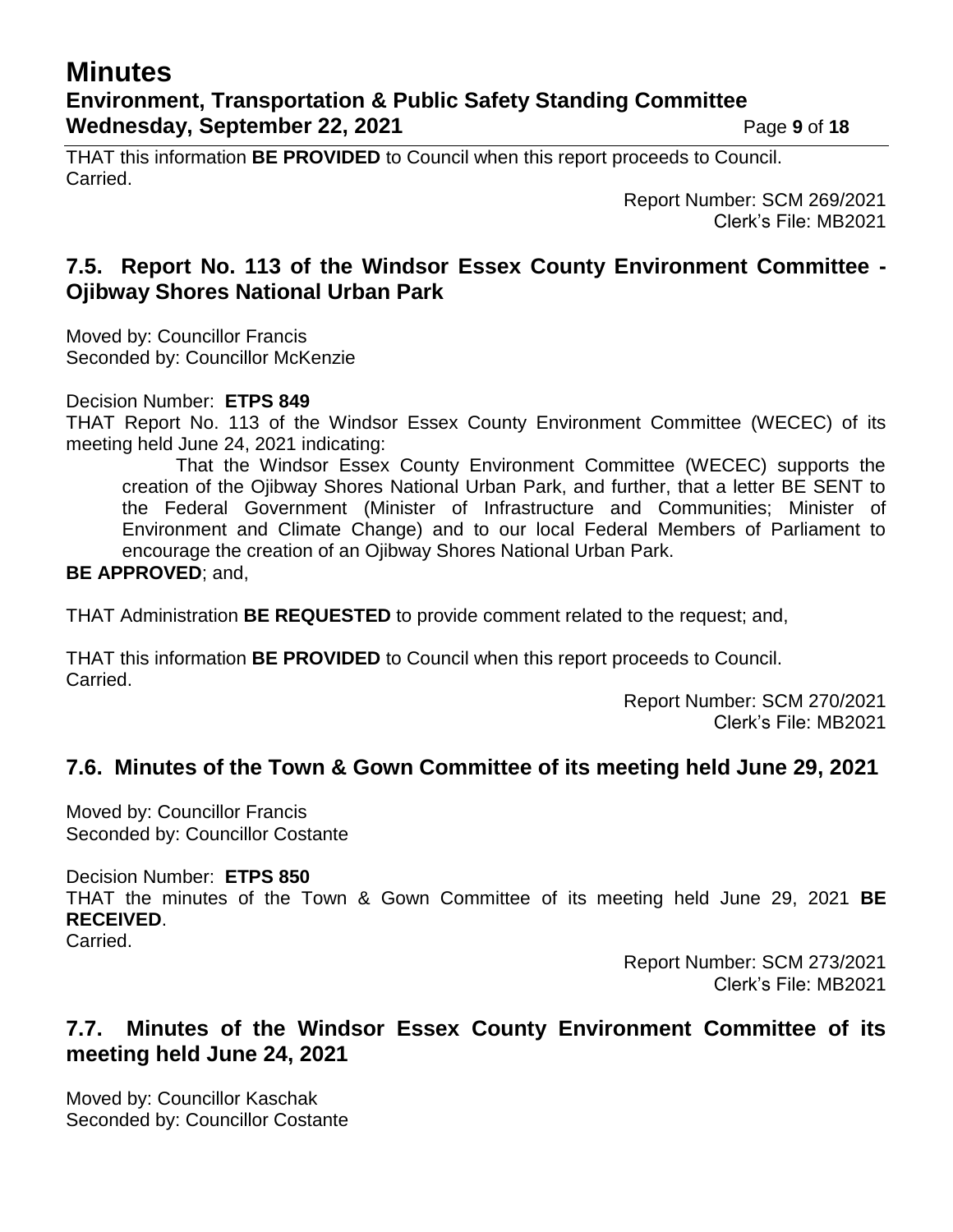THAT this information **BE PROVIDED** to Council when this report proceeds to Council.
Carried.

Report Number: SCM 269/2021
Clerk's File: MB2021

## 7.5. Report No. 113 of the Windsor Essex County Environment Committee - Ojibway Shores National Urban Park

Moved by: Councillor Francis
Seconded by: Councillor McKenzie

Decision Number: **ETPS 849**
THAT Report No. 113 of the Windsor Essex County Environment Committee (WECEC) of its meeting held June 24, 2021 indicating:

> That the Windsor Essex County Environment Committee (WECEC) supports the creation of the Ojibway Shores National Urban Park, and further, that a letter BE SENT to the Federal Government (Minister of Infrastructure and Communities; Minister of Environment and Climate Change) and to our local Federal Members of Parliament to encourage the creation of an Ojibway Shores National Urban Park.

**BE APPROVED**; and,

THAT Administration **BE REQUESTED** to provide comment related to the request; and,

THAT this information **BE PROVIDED** to Council when this report proceeds to Council.
Carried.

Report Number: SCM 270/2021
Clerk's File: MB2021

## 7.6. Minutes of the Town & Gown Committee of its meeting held June 29, 2021

Moved by: Councillor Francis
Seconded by: Councillor Costante

Decision Number: **ETPS 850**
THAT the minutes of the Town & Gown Committee of its meeting held June 29, 2021 **BE RECEIVED**.
Carried.

Report Number: SCM 273/2021
Clerk's File: MB2021

## 7.7. Minutes of the Windsor Essex County Environment Committee of its meeting held June 24, 2021

Moved by: Councillor Kaschak
Seconded by: Councillor Costante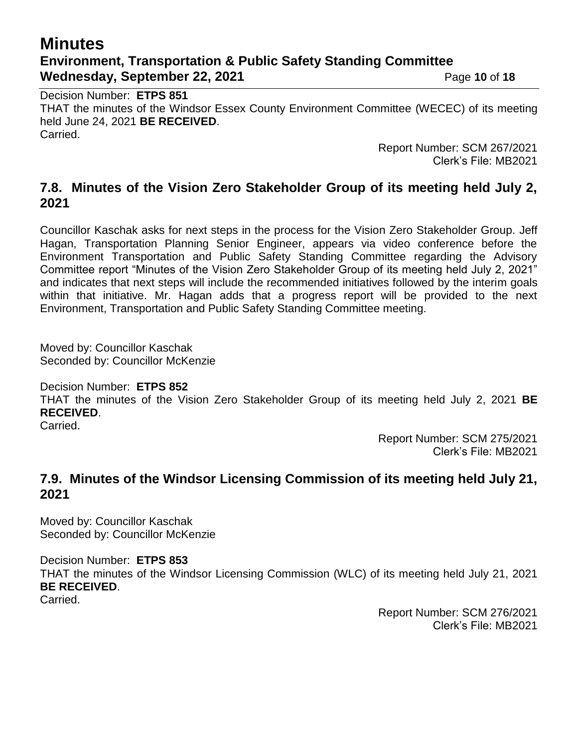Decision Number: **ETPS 851**
THAT the minutes of the Windsor Essex County Environment Committee (WECEC) of its meeting held June 24, 2021 **BE RECEIVED**.
Carried.

Report Number: SCM 267/2021
Clerk's File: MB2021

## 7.8. Minutes of the Vision Zero Stakeholder Group of its meeting held July 2, 2021

Councillor Kaschak asks for next steps in the process for the Vision Zero Stakeholder Group. Jeff Hagan, Transportation Planning Senior Engineer, appears via video conference before the Environment Transportation and Public Safety Standing Committee regarding the Advisory Committee report "Minutes of the Vision Zero Stakeholder Group of its meeting held July 2, 2021" and indicates that next steps will include the recommended initiatives followed by the interim goals within that initiative. Mr. Hagan adds that a progress report will be provided to the next Environment, Transportation and Public Safety Standing Committee meeting.

Moved by: Councillor Kaschak
Seconded by: Councillor McKenzie

Decision Number: **ETPS 852**
THAT the minutes of the Vision Zero Stakeholder Group of its meeting held July 2, 2021 **BE RECEIVED**.
Carried.

Report Number: SCM 275/2021
Clerk's File: MB2021

## 7.9. Minutes of the Windsor Licensing Commission of its meeting held July 21, 2021

Moved by: Councillor Kaschak
Seconded by: Councillor McKenzie

Decision Number: **ETPS 853**
THAT the minutes of the Windsor Licensing Commission (WLC) of its meeting held July 21, 2021 **BE RECEIVED**.
Carried.

Report Number: SCM 276/2021
Clerk's File: MB2021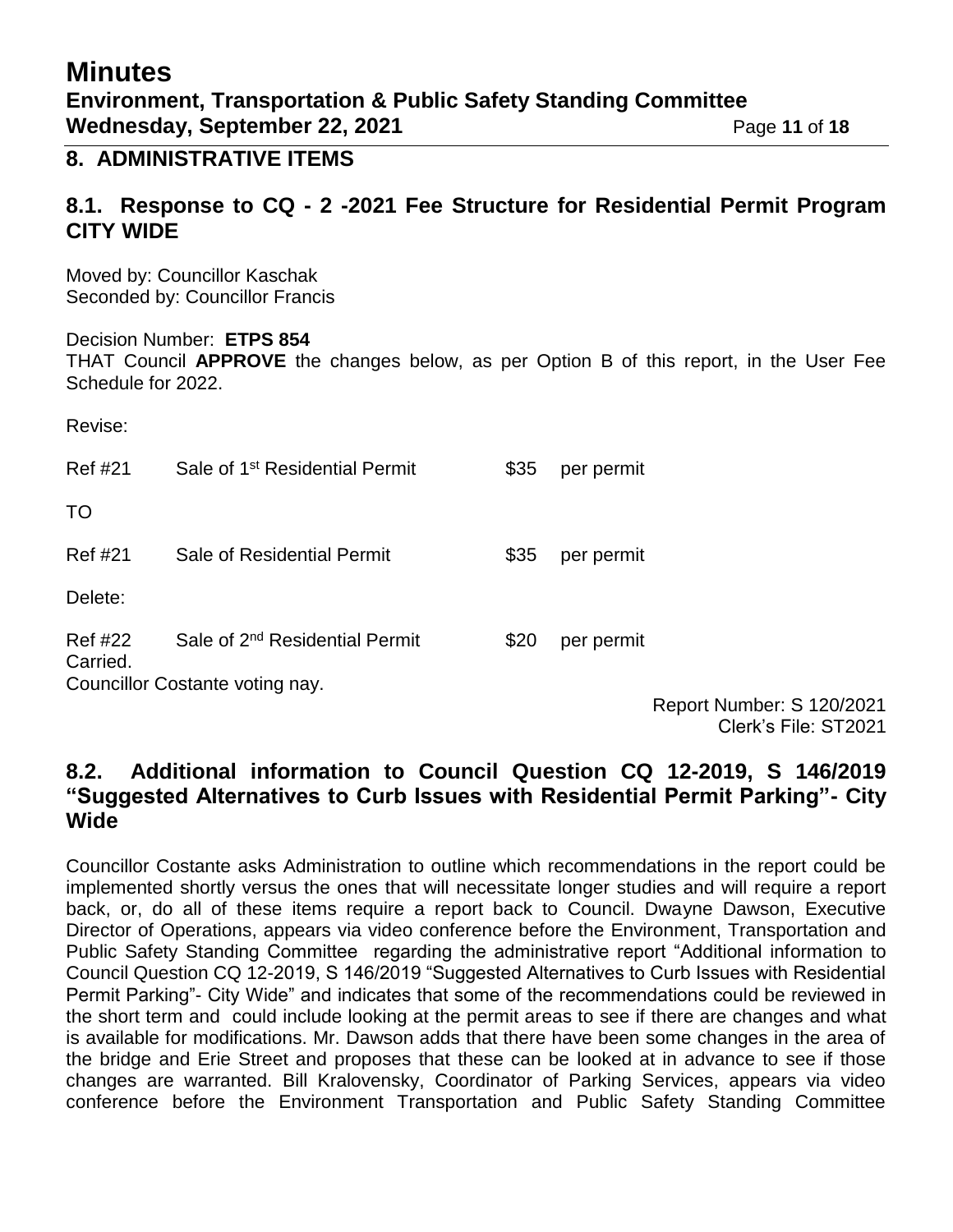## 8. ADMINISTRATIVE ITEMS

### 8.1. Response to CQ - 2 -2021 Fee Structure for Residential Permit Program CITY WIDE

Moved by: Councillor Kaschak
Seconded by: Councillor Francis

Decision Number: **ETPS 854**
THAT Council **APPROVE** the changes below, as per Option B of this report, in the User Fee Schedule for 2022.

Revise:

Ref #21 Sale of 1st Residential Permit $35 per permit

TO

Ref #21 Sale of Residential Permit $35 per permit

Delete:

Ref #22 Sale of 2nd Residential Permit $20 per permit

Carried.
Councillor Costante voting nay.

Report Number: S 120/2021
Clerk's File: ST2021

### 8.2. Additional information to Council Question CQ 12-2019, S 146/2019 "Suggested Alternatives to Curb Issues with Residential Permit Parking"- City Wide

Councillor Costante asks Administration to outline which recommendations in the report could be implemented shortly versus the ones that will necessitate longer studies and will require a report back, or, do all of these items require a report back to Council. Dwayne Dawson, Executive Director of Operations, appears via video conference before the Environment, Transportation and Public Safety Standing Committee regarding the administrative report "Additional information to Council Question CQ 12-2019, S 146/2019 "Suggested Alternatives to Curb Issues with Residential Permit Parking"- City Wide" and indicates that some of the recommendations could be reviewed in the short term and could include looking at the permit areas to see if there are changes and what is available for modifications. Mr. Dawson adds that there have been some changes in the area of the bridge and Erie Street and proposes that these can be looked at in advance to see if those changes are warranted. Bill Kralovensky, Coordinator of Parking Services, appears via video conference before the Environment Transportation and Public Safety Standing Committee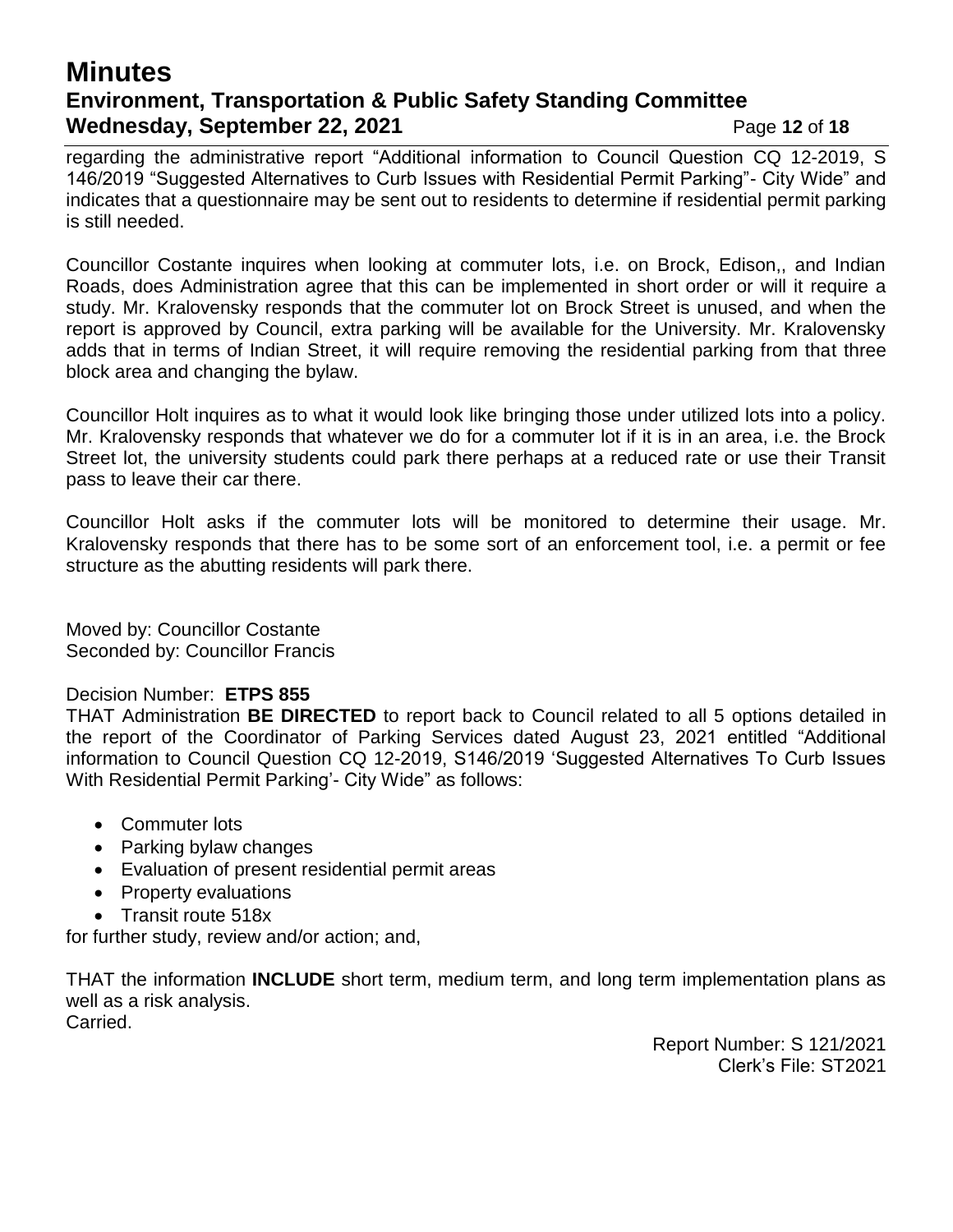regarding the administrative report "Additional information to Council Question CQ 12-2019, S 146/2019 "Suggested Alternatives to Curb Issues with Residential Permit Parking"- City Wide" and indicates that a questionnaire may be sent out to residents to determine if residential permit parking is still needed.

Councillor Costante inquires when looking at commuter lots, i.e. on Brock, Edison,, and Indian Roads, does Administration agree that this can be implemented in short order or will it require a study. Mr. Kralovensky responds that the commuter lot on Brock Street is unused, and when the report is approved by Council, extra parking will be available for the University. Mr. Kralovensky adds that in terms of Indian Street, it will require removing the residential parking from that three block area and changing the bylaw.

Councillor Holt inquires as to what it would look like bringing those under utilized lots into a policy. Mr. Kralovensky responds that whatever we do for a commuter lot if it is in an area, i.e. the Brock Street lot, the university students could park there perhaps at a reduced rate or use their Transit pass to leave their car there.

Councillor Holt asks if the commuter lots will be monitored to determine their usage. Mr. Kralovensky responds that there has to be some sort of an enforcement tool, i.e. a permit or fee structure as the abutting residents will park there.

Moved by: Councillor Costante
Seconded by: Councillor Francis

Decision Number: **ETPS 855**
THAT Administration **BE DIRECTED** to report back to Council related to all 5 options detailed in the report of the Coordinator of Parking Services dated August 23, 2021 entitled "Additional information to Council Question CQ 12-2019, S146/2019 'Suggested Alternatives To Curb Issues With Residential Permit Parking'- City Wide" as follows:

- Commuter lots
- Parking bylaw changes
- Evaluation of present residential permit areas
- Property evaluations
- Transit route 518x

for further study, review and/or action; and,

THAT the information **INCLUDE** short term, medium term, and long term implementation plans as well as a risk analysis.
Carried.

Report Number: S 121/2021
Clerk's File: ST2021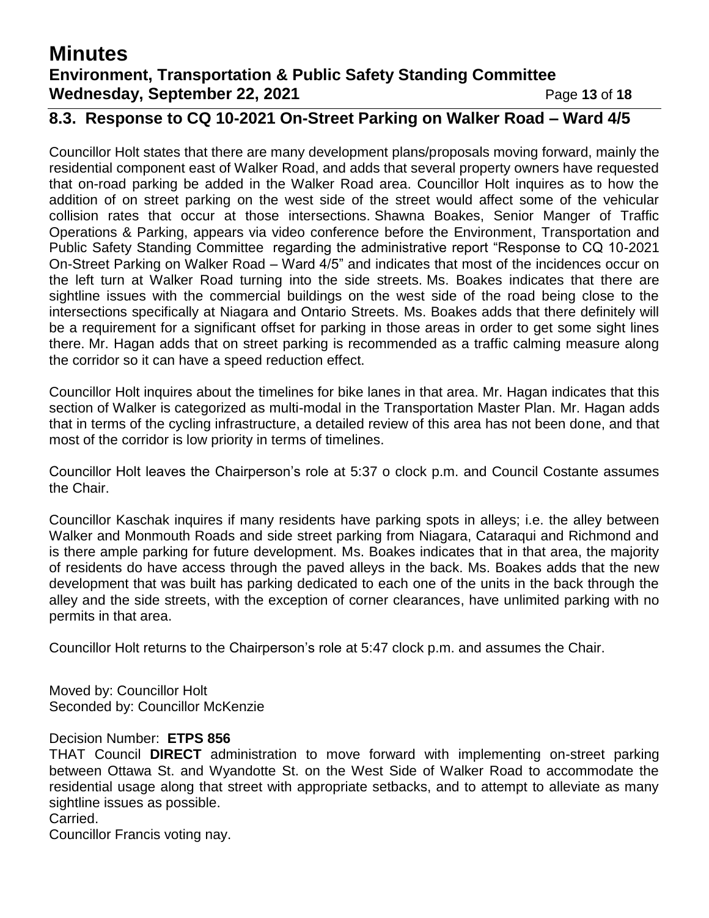## 8.3. Response to CQ 10-2021 On-Street Parking on Walker Road – Ward 4/5

Councillor Holt states that there are many development plans/proposals moving forward, mainly the residential component east of Walker Road, and adds that several property owners have requested that on-road parking be added in the Walker Road area. Councillor Holt inquires as to how the addition of on street parking on the west side of the street would affect some of the vehicular collision rates that occur at those intersections. Shawna Boakes, Senior Manger of Traffic Operations & Parking, appears via video conference before the Environment, Transportation and Public Safety Standing Committee regarding the administrative report "Response to CQ 10-2021 On-Street Parking on Walker Road – Ward 4/5" and indicates that most of the incidences occur on the left turn at Walker Road turning into the side streets. Ms. Boakes indicates that there are sightline issues with the commercial buildings on the west side of the road being close to the intersections specifically at Niagara and Ontario Streets. Ms. Boakes adds that there definitely will be a requirement for a significant offset for parking in those areas in order to get some sight lines there. Mr. Hagan adds that on street parking is recommended as a traffic calming measure along the corridor so it can have a speed reduction effect.

Councillor Holt inquires about the timelines for bike lanes in that area. Mr. Hagan indicates that this section of Walker is categorized as multi-modal in the Transportation Master Plan. Mr. Hagan adds that in terms of the cycling infrastructure, a detailed review of this area has not been done, and that most of the corridor is low priority in terms of timelines.

Councillor Holt leaves the Chairperson's role at 5:37 o clock p.m. and Council Costante assumes the Chair.

Councillor Kaschak inquires if many residents have parking spots in alleys; i.e. the alley between Walker and Monmouth Roads and side street parking from Niagara, Cataraqui and Richmond and is there ample parking for future development. Ms. Boakes indicates that in that area, the majority of residents do have access through the paved alleys in the back. Ms. Boakes adds that the new development that was built has parking dedicated to each one of the units in the back through the alley and the side streets, with the exception of corner clearances, have unlimited parking with no permits in that area.

Councillor Holt returns to the Chairperson's role at 5:47 clock p.m. and assumes the Chair.

Moved by: Councillor Holt
Seconded by: Councillor McKenzie

Decision Number: **ETPS 856**
THAT Council **DIRECT** administration to move forward with implementing on-street parking between Ottawa St. and Wyandotte St. on the West Side of Walker Road to accommodate the residential usage along that street with appropriate setbacks, and to attempt to alleviate as many sightline issues as possible.
Carried.
Councillor Francis voting nay.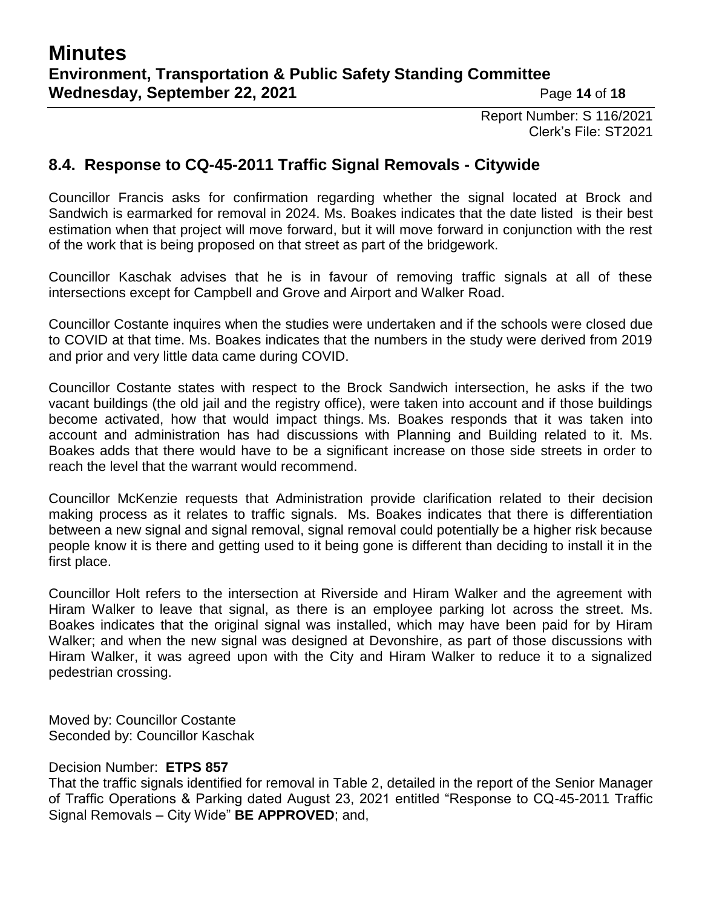Report Number: S 116/2021
Clerk's File: ST2021

## 8.4. Response to CQ-45-2011 Traffic Signal Removals - Citywide

Councillor Francis asks for confirmation regarding whether the signal located at Brock and Sandwich is earmarked for removal in 2024. Ms. Boakes indicates that the date listed is their best estimation when that project will move forward, but it will move forward in conjunction with the rest of the work that is being proposed on that street as part of the bridgework.

Councillor Kaschak advises that he is in favour of removing traffic signals at all of these intersections except for Campbell and Grove and Airport and Walker Road.

Councillor Costante inquires when the studies were undertaken and if the schools were closed due to COVID at that time. Ms. Boakes indicates that the numbers in the study were derived from 2019 and prior and very little data came during COVID.

Councillor Costante states with respect to the Brock Sandwich intersection, he asks if the two vacant buildings (the old jail and the registry office), were taken into account and if those buildings become activated, how that would impact things. Ms. Boakes responds that it was taken into account and administration has had discussions with Planning and Building related to it. Ms. Boakes adds that there would have to be a significant increase on those side streets in order to reach the level that the warrant would recommend.

Councillor McKenzie requests that Administration provide clarification related to their decision making process as it relates to traffic signals. Ms. Boakes indicates that there is differentiation between a new signal and signal removal, signal removal could potentially be a higher risk because people know it is there and getting used to it being gone is different than deciding to install it in the first place.

Councillor Holt refers to the intersection at Riverside and Hiram Walker and the agreement with Hiram Walker to leave that signal, as there is an employee parking lot across the street. Ms. Boakes indicates that the original signal was installed, which may have been paid for by Hiram Walker; and when the new signal was designed at Devonshire, as part of those discussions with Hiram Walker, it was agreed upon with the City and Hiram Walker to reduce it to a signalized pedestrian crossing.

Moved by: Councillor Costante
Seconded by: Councillor Kaschak

Decision Number: **ETPS 857**
That the traffic signals identified for removal in Table 2, detailed in the report of the Senior Manager of Traffic Operations & Parking dated August 23, 2021 entitled "Response to CQ-45-2011 Traffic Signal Removals – City Wide" **BE APPROVED**; and,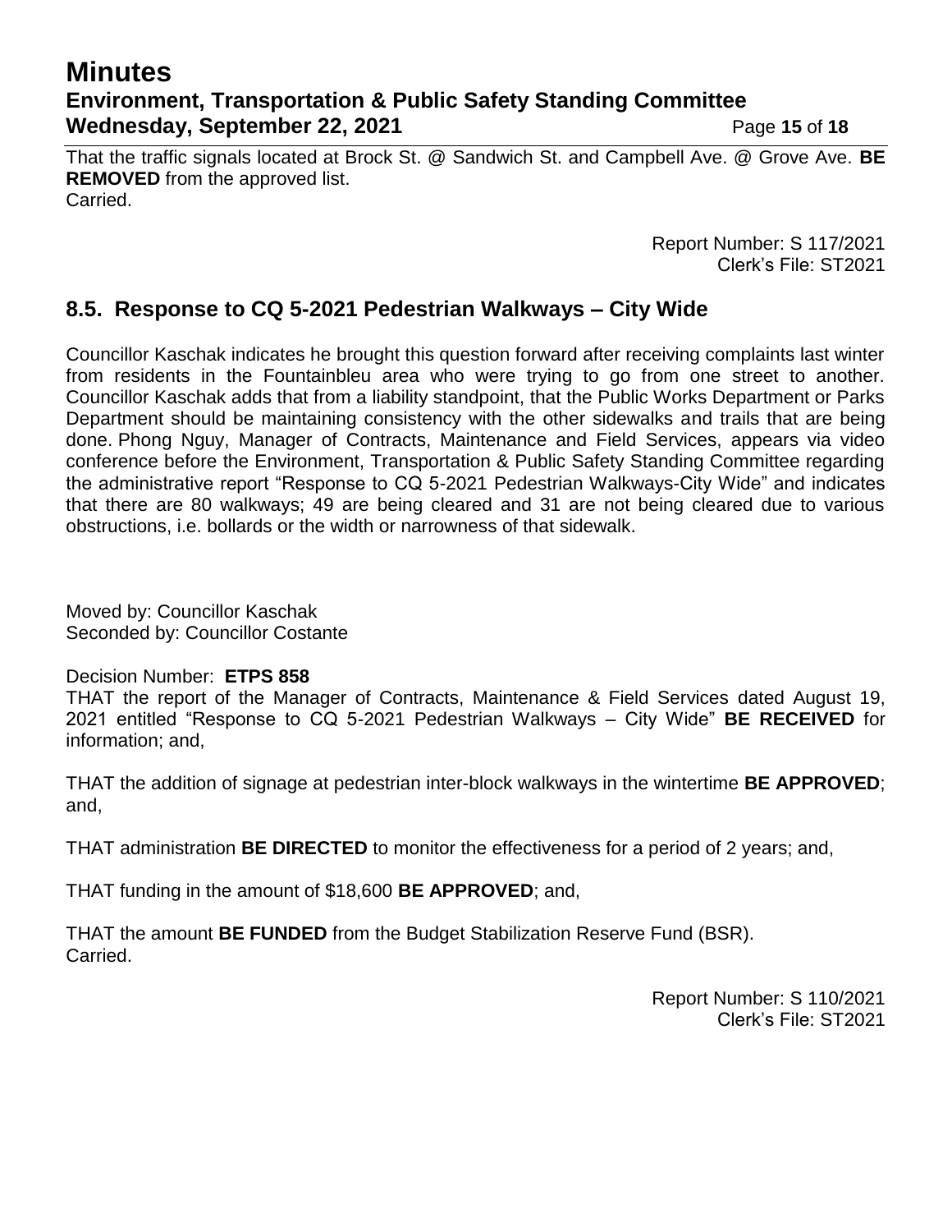That the traffic signals located at Brock St. @ Sandwich St. and Campbell Ave. @ Grove Ave. **BE REMOVED** from the approved list.
Carried.

Report Number: S 117/2021
Clerk's File: ST2021

## 8.5. Response to CQ 5-2021 Pedestrian Walkways – City Wide

Councillor Kaschak indicates he brought this question forward after receiving complaints last winter from residents in the Fountainbleu area who were trying to go from one street to another. Councillor Kaschak adds that from a liability standpoint, that the Public Works Department or Parks Department should be maintaining consistency with the other sidewalks and trails that are being done. Phong Nguy, Manager of Contracts, Maintenance and Field Services, appears via video conference before the Environment, Transportation & Public Safety Standing Committee regarding the administrative report "Response to CQ 5-2021 Pedestrian Walkways-City Wide" and indicates that there are 80 walkways; 49 are being cleared and 31 are not being cleared due to various obstructions, i.e. bollards or the width or narrowness of that sidewalk.

Moved by: Councillor Kaschak
Seconded by: Councillor Costante

Decision Number: **ETPS 858**
THAT the report of the Manager of Contracts, Maintenance & Field Services dated August 19, 2021 entitled "Response to CQ 5-2021 Pedestrian Walkways – City Wide" **BE RECEIVED** for information; and,

THAT the addition of signage at pedestrian inter-block walkways in the wintertime **BE APPROVED**; and,

THAT administration **BE DIRECTED** to monitor the effectiveness for a period of 2 years; and,

THAT funding in the amount of $18,600 **BE APPROVED**; and,

THAT the amount **BE FUNDED** from the Budget Stabilization Reserve Fund (BSR).
Carried.

Report Number: S 110/2021
Clerk's File: ST2021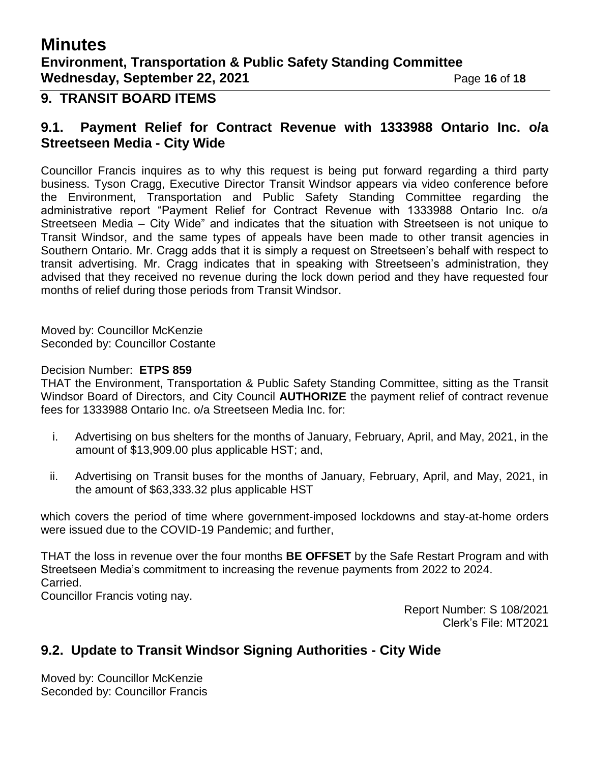## 9. TRANSIT BOARD ITEMS

### 9.1. Payment Relief for Contract Revenue with 1333988 Ontario Inc. o/a Streetseen Media - City Wide

Councillor Francis inquires as to why this request is being put forward regarding a third party business. Tyson Cragg, Executive Director Transit Windsor appears via video conference before the Environment, Transportation and Public Safety Standing Committee regarding the administrative report "Payment Relief for Contract Revenue with 1333988 Ontario Inc. o/a Streetseen Media – City Wide" and indicates that the situation with Streetseen is not unique to Transit Windsor, and the same types of appeals have been made to other transit agencies in Southern Ontario. Mr. Cragg adds that it is simply a request on Streetseen's behalf with respect to transit advertising. Mr. Cragg indicates that in speaking with Streetseen's administration, they advised that they received no revenue during the lock down period and they have requested four months of relief during those periods from Transit Windsor.

Moved by: Councillor McKenzie
Seconded by: Councillor Costante

Decision Number: **ETPS 859**
THAT the Environment, Transportation & Public Safety Standing Committee, sitting as the Transit Windsor Board of Directors, and City Council **AUTHORIZE** the payment relief of contract revenue fees for 1333988 Ontario Inc. o/a Streetseen Media Inc. for:

i. Advertising on bus shelters for the months of January, February, April, and May, 2021, in the amount of $13,909.00 plus applicable HST; and,

ii. Advertising on Transit buses for the months of January, February, April, and May, 2021, in the amount of $63,333.32 plus applicable HST

which covers the period of time where government-imposed lockdowns and stay-at-home orders were issued due to the COVID-19 Pandemic; and further,

THAT the loss in revenue over the four months **BE OFFSET** by the Safe Restart Program and with Streetseen Media's commitment to increasing the revenue payments from 2022 to 2024.
Carried.
Councillor Francis voting nay.

Report Number: S 108/2021
Clerk's File: MT2021

### 9.2. Update to Transit Windsor Signing Authorities - City Wide

Moved by: Councillor McKenzie
Seconded by: Councillor Francis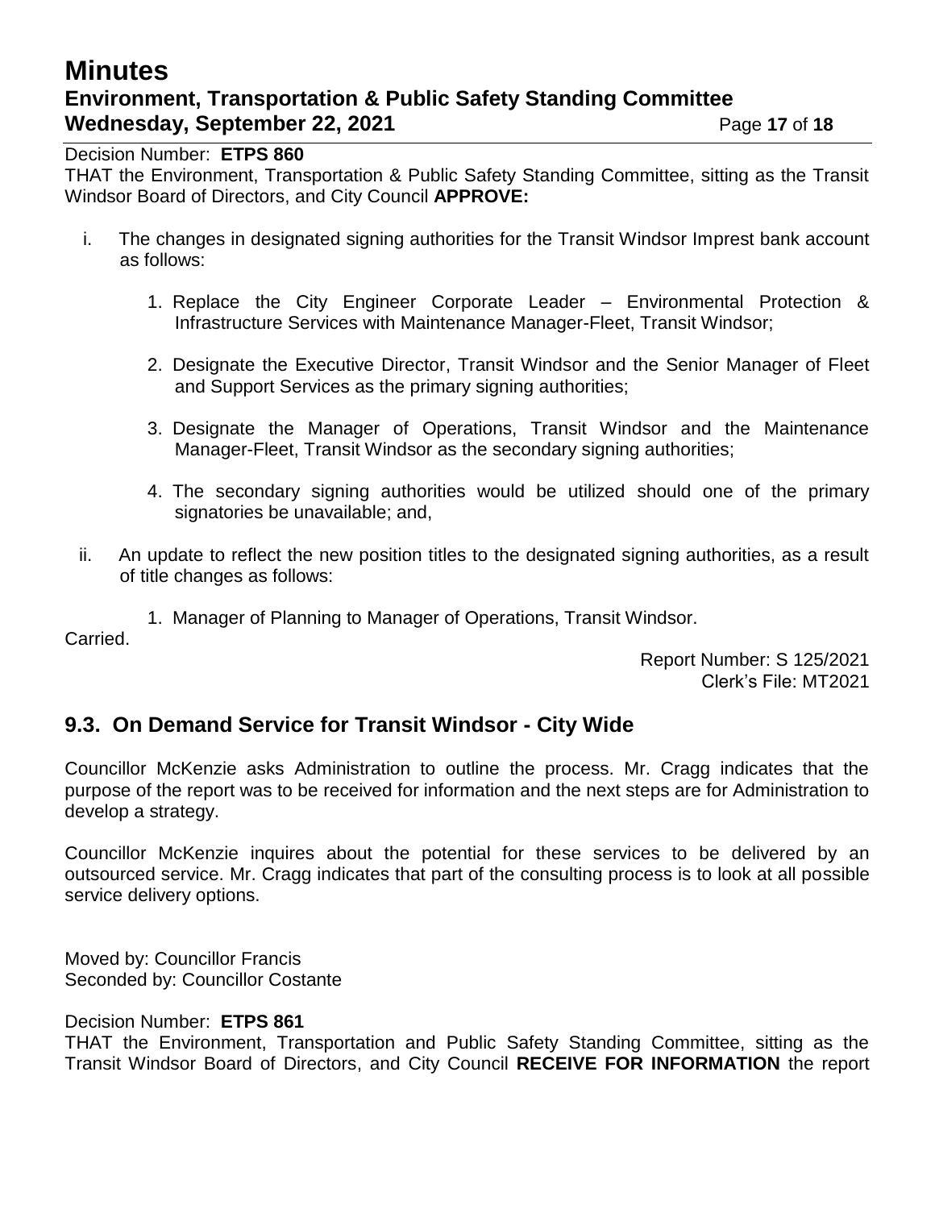Decision Number: **ETPS 860**

THAT the Environment, Transportation & Public Safety Standing Committee, sitting as the Transit Windsor Board of Directors, and City Council **APPROVE:**

i. The changes in designated signing authorities for the Transit Windsor Imprest bank account as follows:

   1. Replace the City Engineer Corporate Leader – Environmental Protection & Infrastructure Services with Maintenance Manager-Fleet, Transit Windsor;

   2. Designate the Executive Director, Transit Windsor and the Senior Manager of Fleet and Support Services as the primary signing authorities;

   3. Designate the Manager of Operations, Transit Windsor and the Maintenance Manager-Fleet, Transit Windsor as the secondary signing authorities;

   4. The secondary signing authorities would be utilized should one of the primary signatories be unavailable; and,

ii. An update to reflect the new position titles to the designated signing authorities, as a result of title changes as follows:

   1. Manager of Planning to Manager of Operations, Transit Windsor.

Carried.

Report Number: S 125/2021
Clerk's File: MT2021

## 9.3. On Demand Service for Transit Windsor - City Wide

Councillor McKenzie asks Administration to outline the process. Mr. Cragg indicates that the purpose of the report was to be received for information and the next steps are for Administration to develop a strategy.

Councillor McKenzie inquires about the potential for these services to be delivered by an outsourced service. Mr. Cragg indicates that part of the consulting process is to look at all possible service delivery options.

Moved by: Councillor Francis
Seconded by: Councillor Costante

Decision Number: **ETPS 861**

THAT the Environment, Transportation and Public Safety Standing Committee, sitting as the Transit Windsor Board of Directors, and City Council **RECEIVE FOR INFORMATION** the report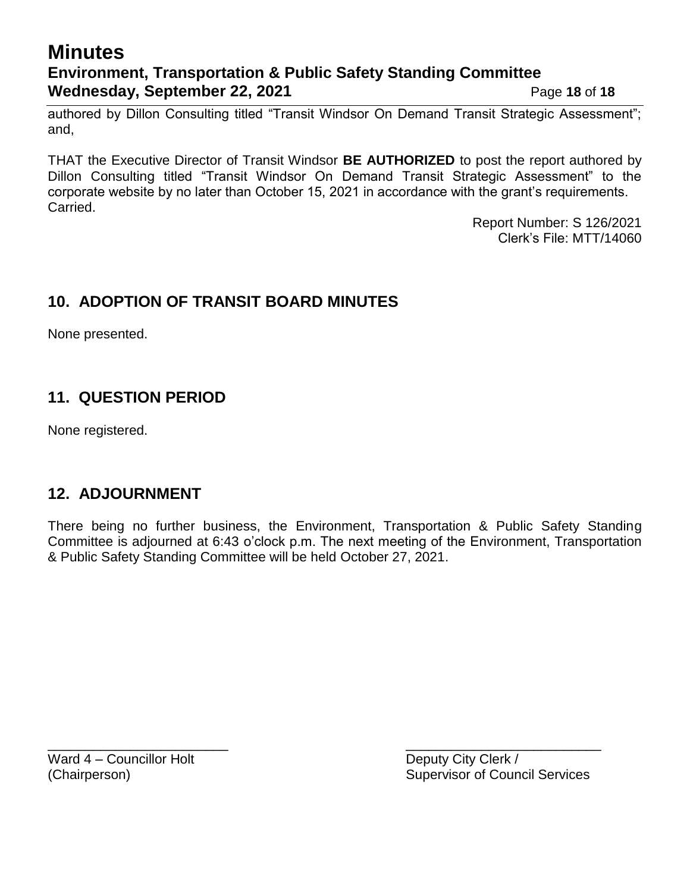authored by Dillon Consulting titled "Transit Windsor On Demand Transit Strategic Assessment"; and,

THAT the Executive Director of Transit Windsor **BE AUTHORIZED** to post the report authored by Dillon Consulting titled "Transit Windsor On Demand Transit Strategic Assessment" to the corporate website by no later than October 15, 2021 in accordance with the grant's requirements.
Carried.

Report Number: S 126/2021
Clerk's File: MTT/14060

## 10. ADOPTION OF TRANSIT BOARD MINUTES

None presented.

## 11. QUESTION PERIOD

None registered.

## 12. ADJOURNMENT

There being no further business, the Environment, Transportation & Public Safety Standing Committee is adjourned at 6:43 o'clock p.m. The next meeting of the Environment, Transportation & Public Safety Standing Committee will be held October 27, 2021.

________________________
Ward 4 – Councillor Holt
(Chairperson)

________________________
Deputy City Clerk /
Supervisor of Council Services